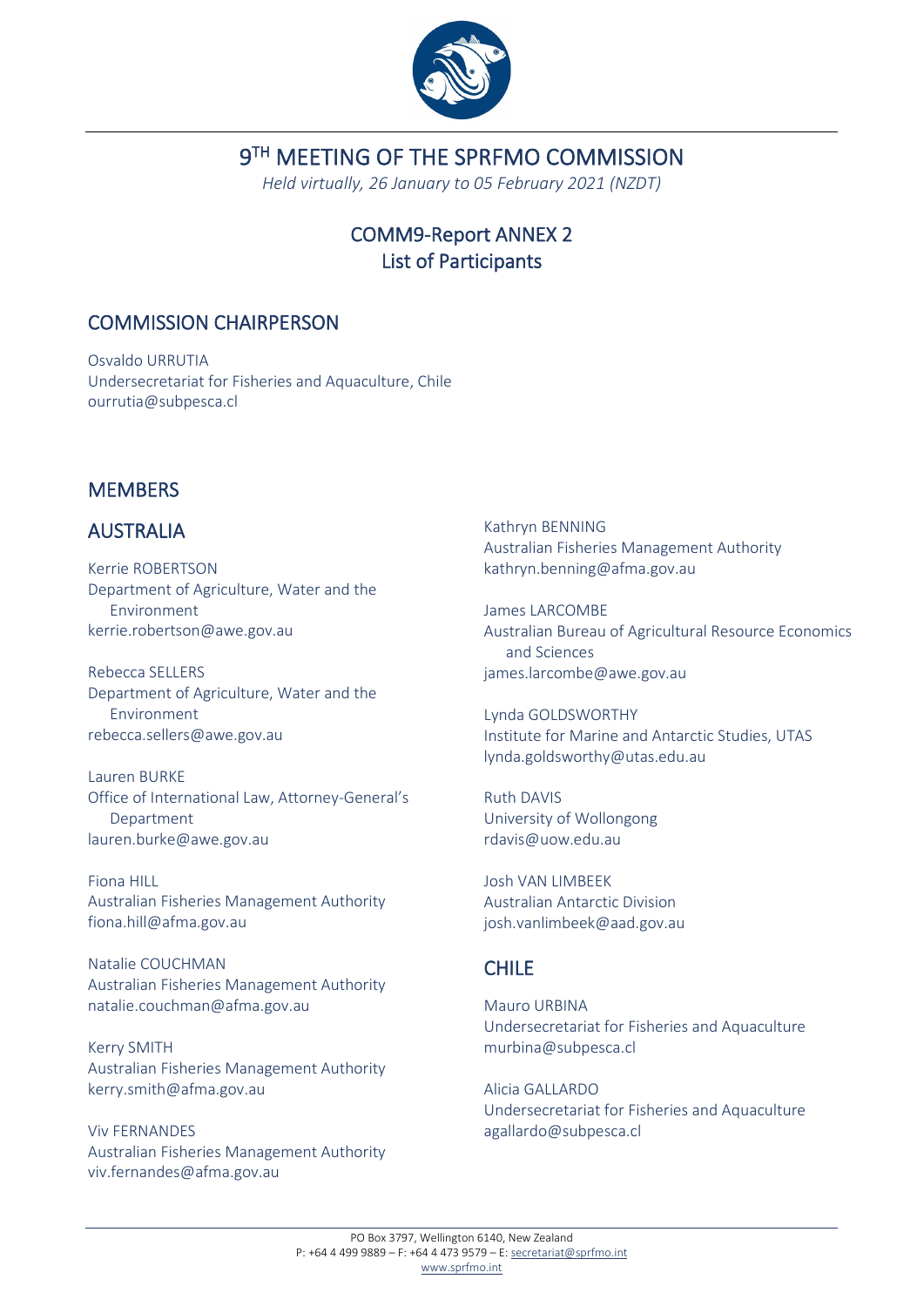# 9[TH] MEETING OF THE SPRFMO COMMISSION

*Held virtually, 26 January to 05 February 2021 (NZDT)*

## COMM9-Report ANNEX 2
## List of Participants

## COMMISSION CHAIRPERSON

Osvaldo URRUTIA
Undersecretariat for Fisheries and Aquaculture, Chile
ourrutia@subpesca.cl

## MEMBERS

## AUSTRALIA

Kerrie ROBERTSON
Department of Agriculture, Water and the Environment
kerrie.robertson@awe.gov.au

Rebecca SELLERS
Department of Agriculture, Water and the Environment
rebecca.sellers@awe.gov.au

Lauren BURKE
Office of International Law, Attorney-General's Department
lauren.burke@awe.gov.au

Fiona HILL
Australian Fisheries Management Authority
fiona.hill@afma.gov.au

Natalie COUCHMAN
Australian Fisheries Management Authority
natalie.couchman@afma.gov.au

Kerry SMITH
Australian Fisheries Management Authority
kerry.smith@afma.gov.au

Viv FERNANDES
Australian Fisheries Management Authority
viv.fernandes@afma.gov.au

Kathryn BENNING
Australian Fisheries Management Authority
kathryn.benning@afma.gov.au

James LARCOMBE
Australian Bureau of Agricultural Resource Economics and Sciences
james.larcombe@awe.gov.au

Lynda GOLDSWORTHY
Institute for Marine and Antarctic Studies, UTAS
lynda.goldsworthy@utas.edu.au

Ruth DAVIS
University of Wollongong
rdavis@uow.edu.au

Josh VAN LIMBEEK
Australian Antarctic Division
josh.vanlimbeek@aad.gov.au

## CHILE

Mauro URBINA
Undersecretariat for Fisheries and Aquaculture
murbina@subpesca.cl

Alicia GALLARDO
Undersecretariat for Fisheries and Aquaculture
agallardo@subpesca.cl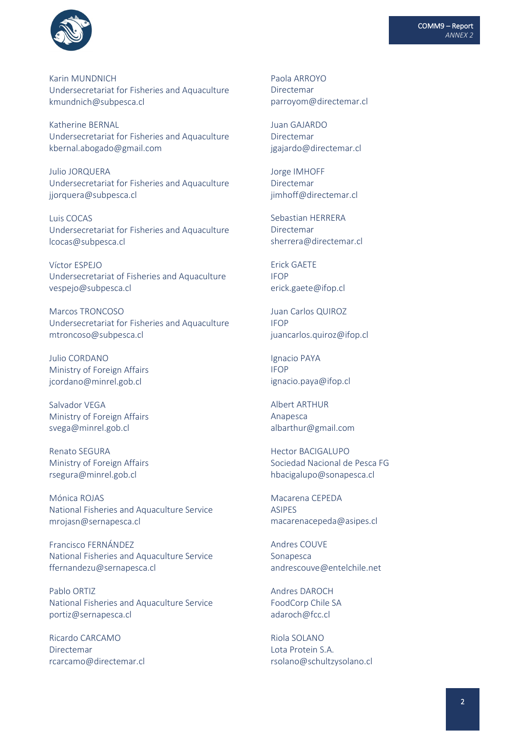Karin MUNDNICH
Undersecretariat for Fisheries and Aquaculture
kmundnich@subpesca.cl

Katherine BERNAL
Undersecretariat for Fisheries and Aquaculture
kbernal.abogado@gmail.com

Julio JORQUERA
Undersecretariat for Fisheries and Aquaculture
jjorquera@subpesca.cl

Luis COCAS
Undersecretariat for Fisheries and Aquaculture
lcocas@subpesca.cl

Víctor ESPEJO
Undersecretariat of Fisheries and Aquaculture
vespejo@subpesca.cl

Marcos TRONCOSO
Undersecretariat for Fisheries and Aquaculture
mtroncoso@subpesca.cl

Julio CORDANO
Ministry of Foreign Affairs
jcordano@minrel.gob.cl

Salvador VEGA
Ministry of Foreign Affairs
svega@minrel.gob.cl

Renato SEGURA
Ministry of Foreign Affairs
rsegura@minrel.gob.cl

Mónica ROJAS
National Fisheries and Aquaculture Service
mrojasn@sernapesca.cl

Francisco FERNÁNDEZ
National Fisheries and Aquaculture Service
ffernandezu@sernapesca.cl

Pablo ORTIZ
National Fisheries and Aquaculture Service
portiz@sernapesca.cl

Ricardo CARCAMO
Directemar
rcarcamo@directemar.cl

Paola ARROYO
Directemar
parroyom@directemar.cl

Juan GAJARDO
Directemar
jgajardo@directemar.cl

Jorge IMHOFF
Directemar
jimhoff@directemar.cl

Sebastian HERRERA
Directemar
sherrera@directemar.cl

Erick GAETE
IFOP
erick.gaete@ifop.cl

Juan Carlos QUIROZ
IFOP
juancarlos.quiroz@ifop.cl

Ignacio PAYA
IFOP
ignacio.paya@ifop.cl

Albert ARTHUR
Anapesca
albarthur@gmail.com

Hector BACIGALUPO
Sociedad Nacional de Pesca FG
hbacigalupo@sonapesca.cl

Macarena CEPEDA
ASIPES
macarenacepeda@asipes.cl

Andres COUVE
Sonapesca
andrescouve@entelchile.net

Andres DAROCH
FoodCorp Chile SA
adaroch@fcc.cl

Riola SOLANO
Lota Protein S.A.
rsolano@schultzysolano.cl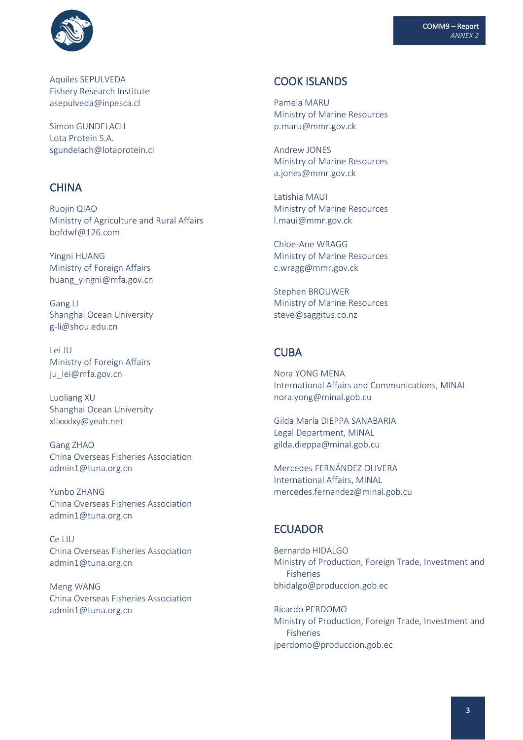Aquiles SEPULVEDA
Fishery Research Institute
asepulveda@inpesca.cl

Simon GUNDELACH
Lota Protein S.A.
sgundelach@lotaprotein.cl

## CHINA

Ruojin QIAO
Ministry of Agriculture and Rural Affairs
bofdwf@126.com

Yingni HUANG
Ministry of Foreign Affairs
huang_yingni@mfa.gov.cn

Gang LI
Shanghai Ocean University
g-li@shou.edu.cn

Lei JU
Ministry of Foreign Affairs
ju_lei@mfa.gov.cn

Luoliang XU
Shanghai Ocean University
xllxxxlxy@yeah.net

Gang ZHAO
China Overseas Fisheries Association
admin1@tuna.org.cn

Yunbo ZHANG
China Overseas Fisheries Association
admin1@tuna.org.cn

Ce LIU
China Overseas Fisheries Association
admin1@tuna.org.cn

Meng WANG
China Overseas Fisheries Association
admin1@tuna.org.cn

## COOK ISLANDS

Pamela MARU
Ministry of Marine Resources
p.maru@mmr.gov.ck

Andrew JONES
Ministry of Marine Resources
a.jones@mmr.gov.ck

Latishia MAUI
Ministry of Marine Resources
l.maui@mmr.gov.ck

Chloe-Ane WRAGG
Ministry of Marine Resources
c.wragg@mmr.gov.ck

Stephen BROUWER
Ministry of Marine Resources
steve@saggitus.co.nz

## CUBA

Nora YONG MENA
International Affairs and Communications, MINAL
nora.yong@minal.gob.cu

Gilda María DIEPPA SANABARIA
Legal Department, MINAL
gilda.dieppa@minal.gob.cu

Mercedes FERNÁNDEZ OLIVERA
International Affairs, MINAL
mercedes.fernandez@minal.gob.cu

## ECUADOR

Bernardo HIDALGO
Ministry of Production, Foreign Trade, Investment and Fisheries
bhidalgo@produccion.gob.ec

Ricardo PERDOMO
Ministry of Production, Foreign Trade, Investment and Fisheries
jperdomo@produccion.gob.ec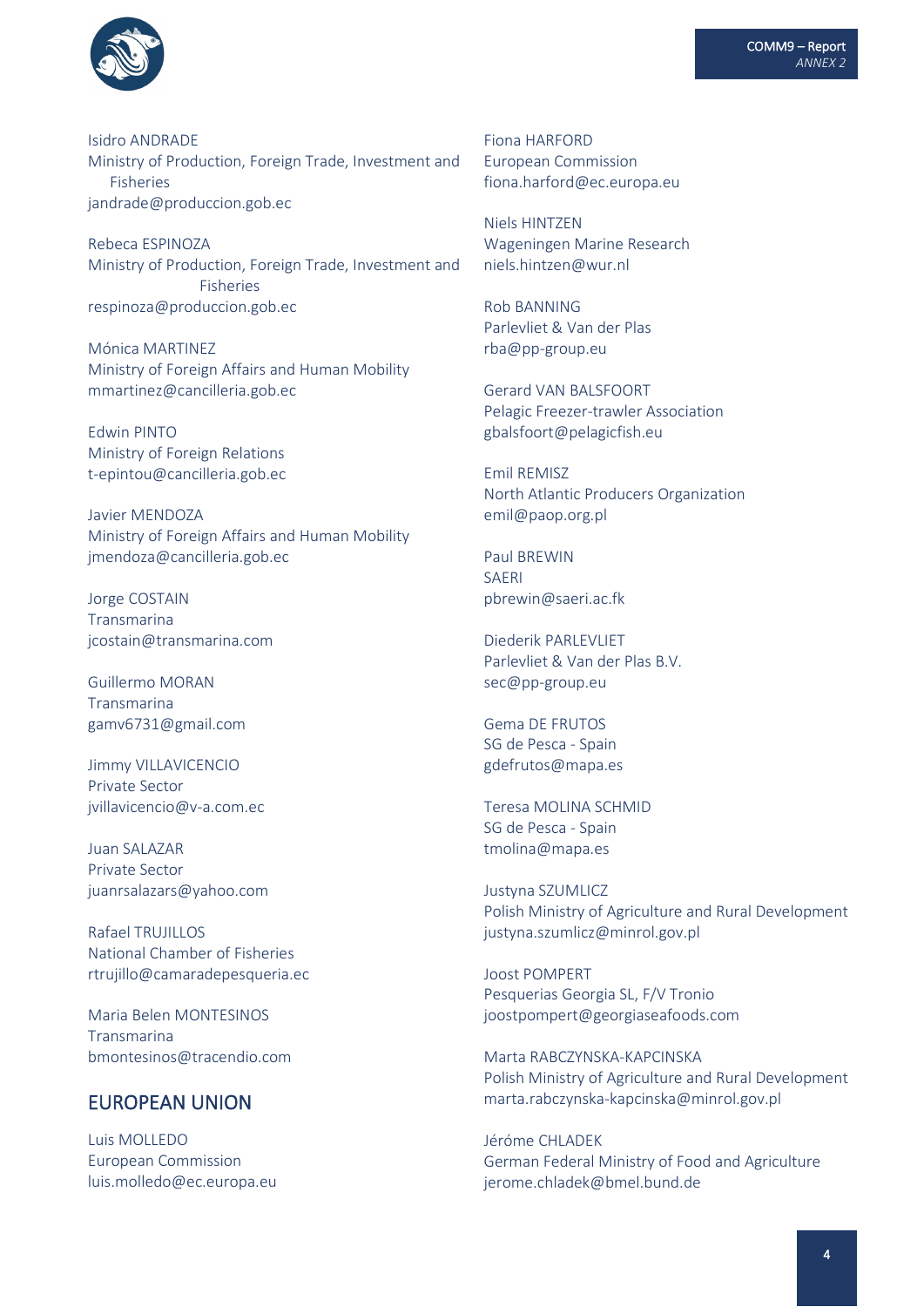Isidro ANDRADE
Ministry of Production, Foreign Trade, Investment and Fisheries
jandrade@produccion.gob.ec

Rebeca ESPINOZA
Ministry of Production, Foreign Trade, Investment and Fisheries
respinoza@produccion.gob.ec

Mónica MARTINEZ
Ministry of Foreign Affairs and Human Mobility
mmartinez@cancilleria.gob.ec

Edwin PINTO
Ministry of Foreign Relations
t-epintou@cancilleria.gob.ec

Javier MENDOZA
Ministry of Foreign Affairs and Human Mobility
jmendoza@cancilleria.gob.ec

Jorge COSTAIN
Transmarina
jcostain@transmarina.com

Guillermo MORAN
Transmarina
gamv6731@gmail.com

Jimmy VILLAVICENCIO
Private Sector
jvillavicencio@v-a.com.ec

Juan SALAZAR
Private Sector
juanrsalazars@yahoo.com

Rafael TRUJILLOS
National Chamber of Fisheries
rtrujillo@camaradepesqueria.ec

Maria Belen MONTESINOS
Transmarina
bmontesinos@tracendio.com

## EUROPEAN UNION

Luis MOLLEDO
European Commission
luis.molledo@ec.europa.eu

Fiona HARFORD
European Commission
fiona.harford@ec.europa.eu

Niels HINTZEN
Wageningen Marine Research
niels.hintzen@wur.nl

Rob BANNING
Parlevliet & Van der Plas
rba@pp-group.eu

Gerard VAN BALSFOORT
Pelagic Freezer-trawler Association
gbalsfoort@pelagicfish.eu

Emil REMISZ
North Atlantic Producers Organization
emil@paop.org.pl

Paul BREWIN
SAERI
pbrewin@saeri.ac.fk

Diederik PARLEVLIET
Parlevliet & Van der Plas B.V.
sec@pp-group.eu

Gema DE FRUTOS
SG de Pesca - Spain
gdefrutos@mapa.es

Teresa MOLINA SCHMID
SG de Pesca - Spain
tmolina@mapa.es

Justyna SZUMLICZ
Polish Ministry of Agriculture and Rural Development
justyna.szumlicz@minrol.gov.pl

Joost POMPERT
Pesquerias Georgia SL, F/V Tronio
joostpompert@georgiaseafoods.com

Marta RABCZYNSKA-KAPCINSKA
Polish Ministry of Agriculture and Rural Development
marta.rabczynska-kapcinska@minrol.gov.pl

Jérôme CHLADEK
German Federal Ministry of Food and Agriculture
jerome.chladek@bmel.bund.de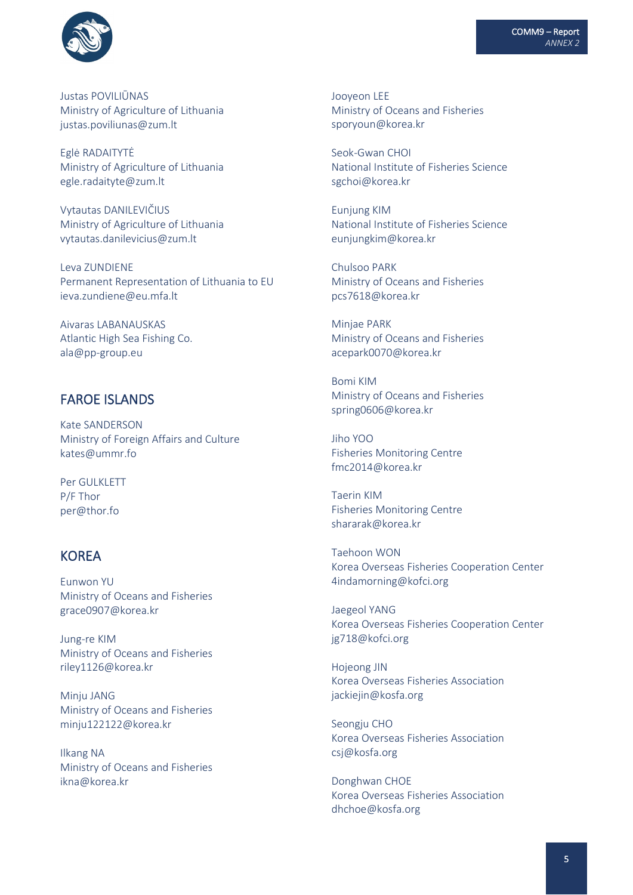Justas POVILIŪNAS
Ministry of Agriculture of Lithuania
justas.poviliunas@zum.lt

Eglė RADAITYTĖ
Ministry of Agriculture of Lithuania
egle.radaityte@zum.lt

Vytautas DANILEVIČIUS
Ministry of Agriculture of Lithuania
vytautas.danilevicius@zum.lt

Leva ZUNDIENE
Permanent Representation of Lithuania to EU
ieva.zundiene@eu.mfa.lt

Aivaras LABANAUSKAS
Atlantic High Sea Fishing Co.
ala@pp-group.eu

## FAROE ISLANDS

Kate SANDERSON
Ministry of Foreign Affairs and Culture
kates@ummr.fo

Per GULKLETT
P/F Thor
per@thor.fo

## KOREA

Eunwon YU
Ministry of Oceans and Fisheries
grace0907@korea.kr

Jung-re KIM
Ministry of Oceans and Fisheries
riley1126@korea.kr

Minju JANG
Ministry of Oceans and Fisheries
minju122122@korea.kr

Ilkang NA
Ministry of Oceans and Fisheries
ikna@korea.kr

Jooyeon LEE
Ministry of Oceans and Fisheries
sporyoun@korea.kr

Seok-Gwan CHOI
National Institute of Fisheries Science
sgchoi@korea.kr

Eunjung KIM
National Institute of Fisheries Science
eunjungkim@korea.kr

Chulsoo PARK
Ministry of Oceans and Fisheries
pcs7618@korea.kr

Minjae PARK
Ministry of Oceans and Fisheries
acepark0070@korea.kr

Bomi KIM
Ministry of Oceans and Fisheries
spring0606@korea.kr

Jiho YOO
Fisheries Monitoring Centre
fmc2014@korea.kr

Taerin KIM
Fisheries Monitoring Centre
shararak@korea.kr

Taehoon WON
Korea Overseas Fisheries Cooperation Center
4indamorning@kofci.org

Jaegeol YANG
Korea Overseas Fisheries Cooperation Center
jg718@kofci.org

Hojeong JIN
Korea Overseas Fisheries Association
jackiejin@kosfa.org

Seongju CHO
Korea Overseas Fisheries Association
csj@kosfa.org

Donghwan CHOE
Korea Overseas Fisheries Association
dhchoe@kosfa.org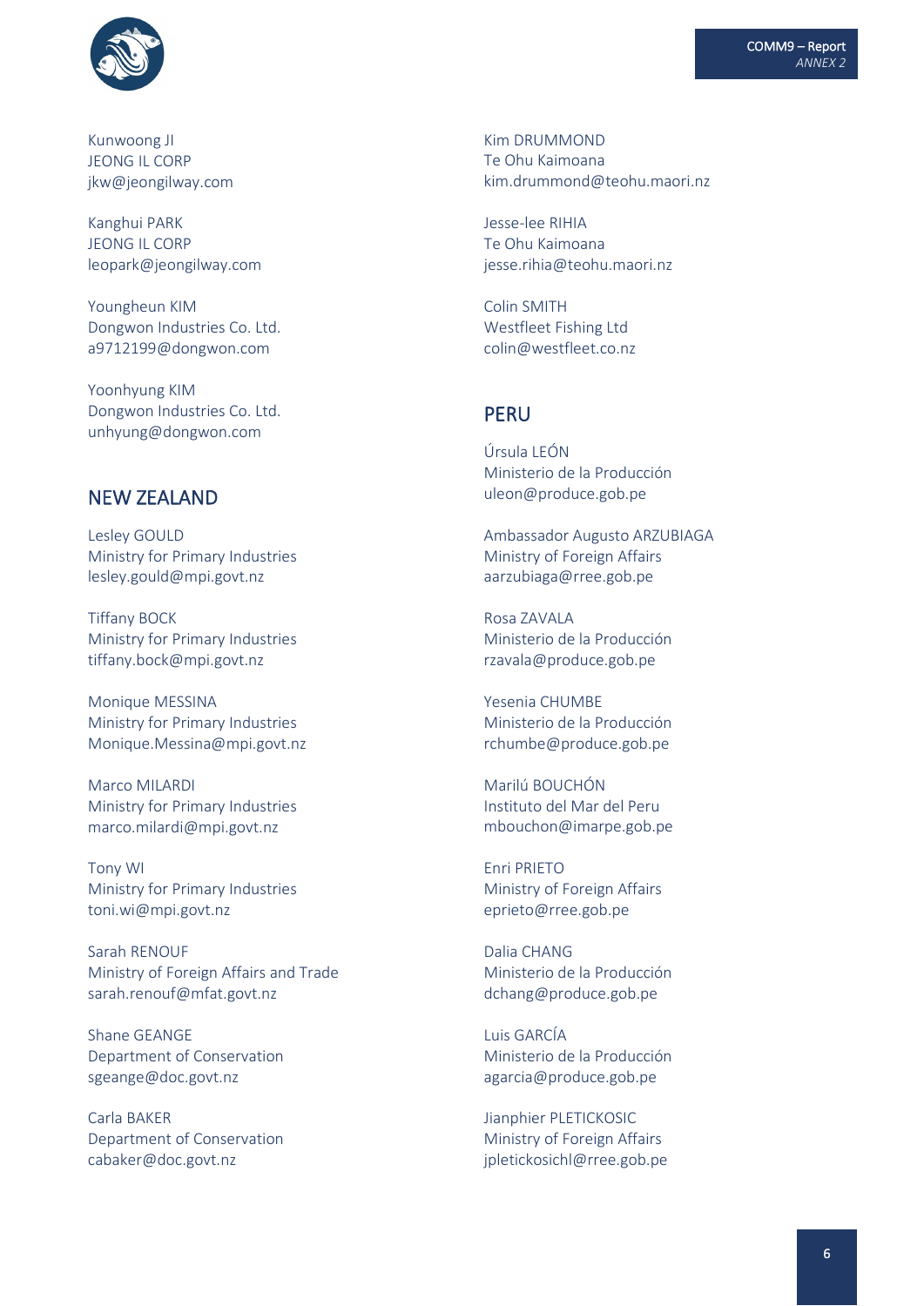Kunwoong JI
JEONG IL CORP
jkw@jeongilway.com

Kanghui PARK
JEONG IL CORP
leopark@jeongilway.com

Youngheun KIM
Dongwon Industries Co. Ltd.
a9712199@dongwon.com

Yoonhyung KIM
Dongwon Industries Co. Ltd.
unhyung@dongwon.com

## NEW ZEALAND

Lesley GOULD
Ministry for Primary Industries
lesley.gould@mpi.govt.nz

Tiffany BOCK
Ministry for Primary Industries
tiffany.bock@mpi.govt.nz

Monique MESSINA
Ministry for Primary Industries
Monique.Messina@mpi.govt.nz

Marco MILARDI
Ministry for Primary Industries
marco.milardi@mpi.govt.nz

Tony WI
Ministry for Primary Industries
toni.wi@mpi.govt.nz

Sarah RENOUF
Ministry of Foreign Affairs and Trade
sarah.renouf@mfat.govt.nz

Shane GEANGE
Department of Conservation
sgeange@doc.govt.nz

Carla BAKER
Department of Conservation
cabaker@doc.govt.nz

Kim DRUMMOND
Te Ohu Kaimoana
kim.drummond@teohu.maori.nz

Jesse-lee RIHIA
Te Ohu Kaimoana
jesse.rihia@teohu.maori.nz

Colin SMITH
Westfleet Fishing Ltd
colin@westfleet.co.nz

## PERU

Úrsula LEÓN
Ministerio de la Producción
uleon@produce.gob.pe

Ambassador Augusto ARZUBIAGA
Ministry of Foreign Affairs
aarzubiaga@rree.gob.pe

Rosa ZAVALA
Ministerio de la Producción
rzavala@produce.gob.pe

Yesenia CHUMBE
Ministerio de la Producción
rchumbe@produce.gob.pe

Marilú BOUCHÓN
Instituto del Mar del Peru
mbouchon@imarpe.gob.pe

Enri PRIETO
Ministry of Foreign Affairs
eprieto@rree.gob.pe

Dalia CHANG
Ministerio de la Producción
dchang@produce.gob.pe

Luis GARCÍA
Ministerio de la Producción
agarcia@produce.gob.pe

Jianphier PLETICKOSIC
Ministry of Foreign Affairs
jpletickosichl@rree.gob.pe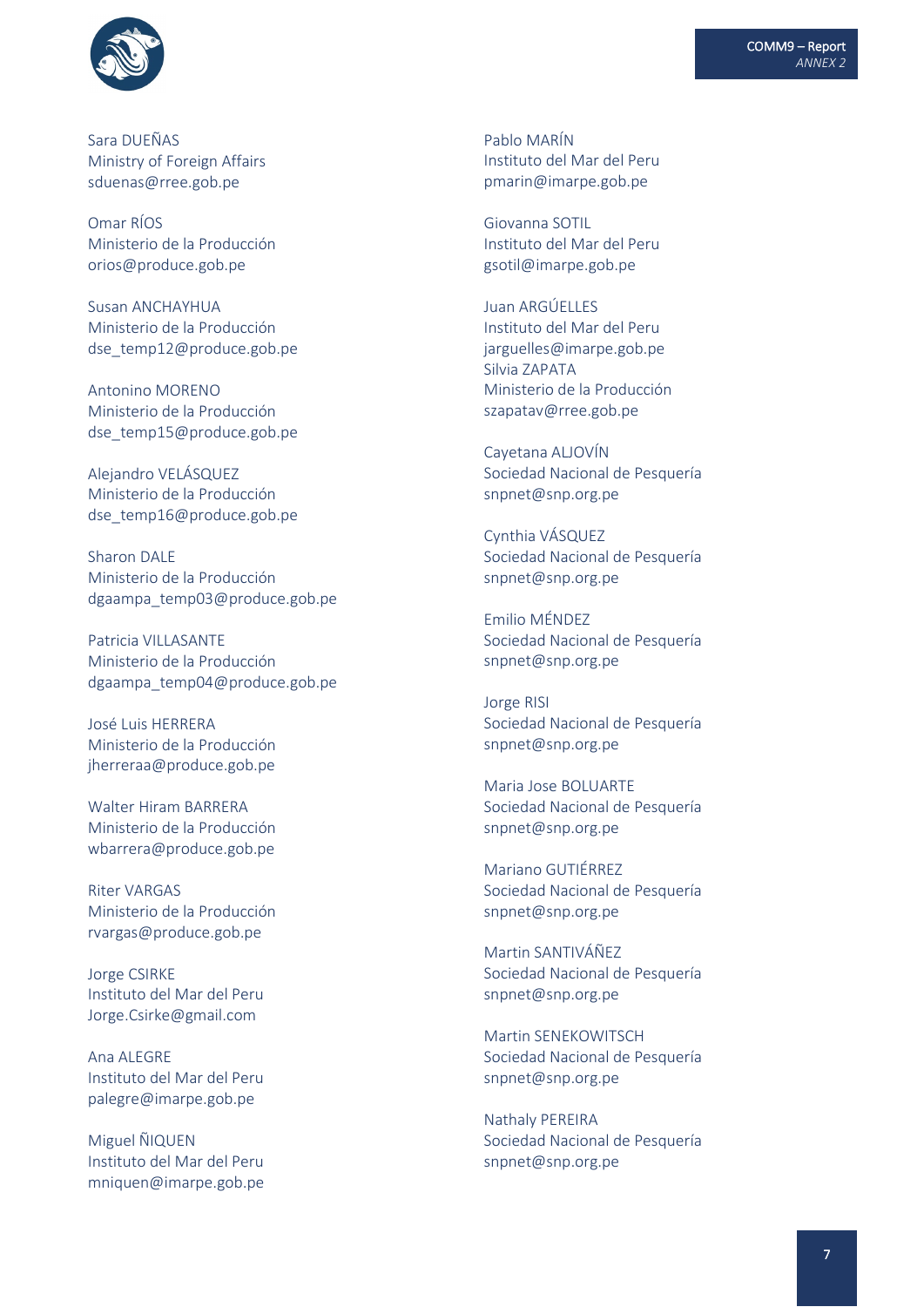Sara DUEÑAS
Ministry of Foreign Affairs
sduenas@rree.gob.pe

Omar RÍOS
Ministerio de la Producción
orios@produce.gob.pe

Susan ANCHAYHUA
Ministerio de la Producción
dse_temp12@produce.gob.pe

Antonino MORENO
Ministerio de la Producción
dse_temp15@produce.gob.pe

Alejandro VELÁSQUEZ
Ministerio de la Producción
dse_temp16@produce.gob.pe

Sharon DALE
Ministerio de la Producción
dgaampa_temp03@produce.gob.pe

Patricia VILLASANTE
Ministerio de la Producción
dgaampa_temp04@produce.gob.pe

José Luis HERRERA
Ministerio de la Producción
jherreraa@produce.gob.pe

Walter Hiram BARRERA
Ministerio de la Producción
wbarrera@produce.gob.pe

Riter VARGAS
Ministerio de la Producción
rvargas@produce.gob.pe

Jorge CSIRKE
Instituto del Mar del Peru
Jorge.Csirke@gmail.com

Ana ALEGRE
Instituto del Mar del Peru
palegre@imarpe.gob.pe

Miguel ÑIQUEN
Instituto del Mar del Peru
mniquen@imarpe.gob.pe

Pablo MARÍN
Instituto del Mar del Peru
pmarin@imarpe.gob.pe

Giovanna SOTIL
Instituto del Mar del Peru
gsotil@imarpe.gob.pe

Juan ARGÜELLES
Instituto del Mar del Peru
jarguelles@imarpe.gob.pe
Silvia ZAPATA
Ministerio de la Producción
szapatav@rree.gob.pe

Cayetana ALJOVÍN
Sociedad Nacional de Pesquería
snpnet@snp.org.pe

Cynthia VÁSQUEZ
Sociedad Nacional de Pesquería
snpnet@snp.org.pe

Emilio MÉNDEZ
Sociedad Nacional de Pesquería
snpnet@snp.org.pe

Jorge RISI
Sociedad Nacional de Pesquería
snpnet@snp.org.pe

Maria Jose BOLUARTE
Sociedad Nacional de Pesquería
snpnet@snp.org.pe

Mariano GUTIÉRREZ
Sociedad Nacional de Pesquería
snpnet@snp.org.pe

Martin SANTIVÁÑEZ
Sociedad Nacional de Pesquería
snpnet@snp.org.pe

Martin SENEKOWITSCH
Sociedad Nacional de Pesquería
snpnet@snp.org.pe

Nathaly PEREIRA
Sociedad Nacional de Pesquería
snpnet@snp.org.pe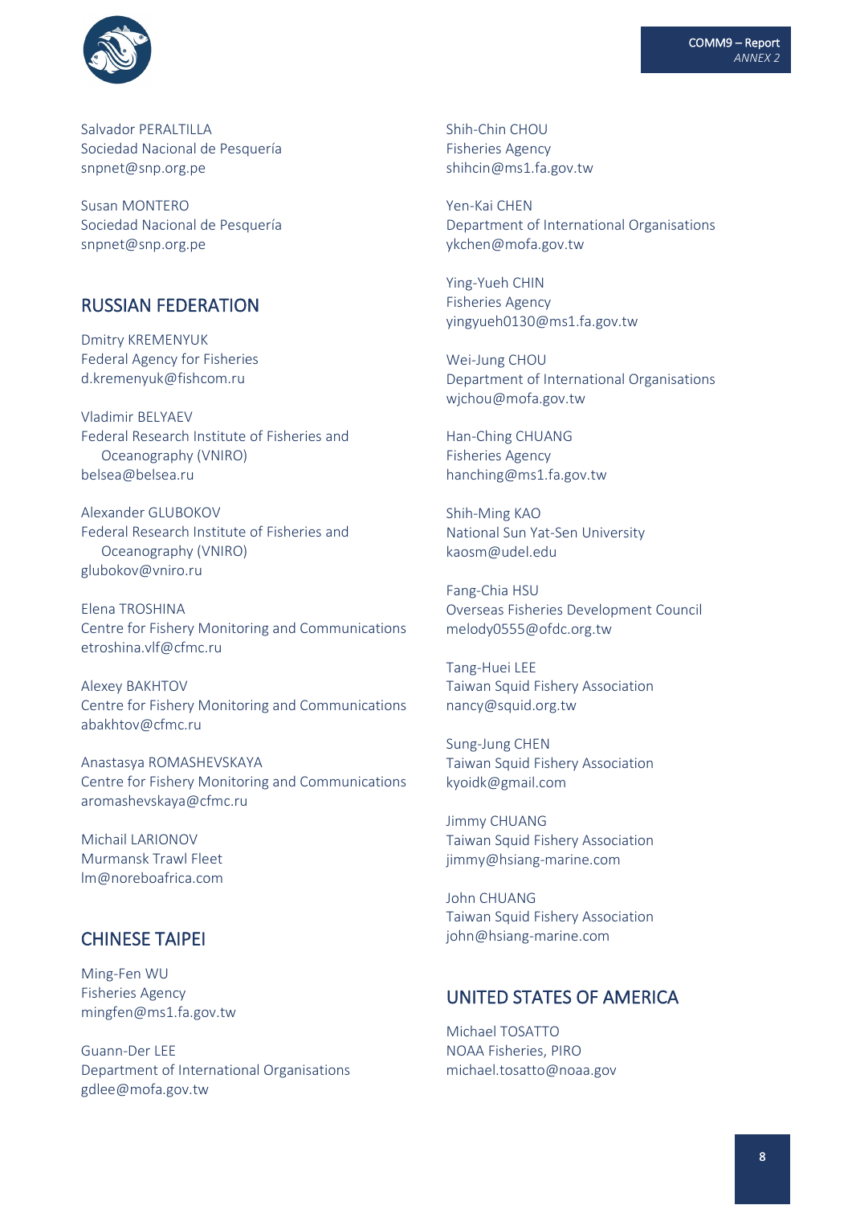Salvador PERALTILLA
Sociedad Nacional de Pesquería
snpnet@snp.org.pe

Susan MONTERO
Sociedad Nacional de Pesquería
snpnet@snp.org.pe

## RUSSIAN FEDERATION

Dmitry KREMENYUK
Federal Agency for Fisheries
d.kremenyuk@fishcom.ru

Vladimir BELYAEV
Federal Research Institute of Fisheries and Oceanography (VNIRO)
belsea@belsea.ru

Alexander GLUBOKOV
Federal Research Institute of Fisheries and Oceanography (VNIRO)
glubokov@vniro.ru

Elena TROSHINA
Centre for Fishery Monitoring and Communications
etroshina.vlf@cfmc.ru

Alexey BAKHTOV
Centre for Fishery Monitoring and Communications
abakhtov@cfmc.ru

Anastasya ROMASHEVSKAYA
Centre for Fishery Monitoring and Communications
aromashevskaya@cfmc.ru

Michail LARIONOV
Murmansk Trawl Fleet
lm@noreboafrica.com

## CHINESE TAIPEI

Ming-Fen WU
Fisheries Agency
mingfen@ms1.fa.gov.tw

Guann-Der LEE
Department of International Organisations
gdlee@mofa.gov.tw

Shih-Chin CHOU
Fisheries Agency
shihcin@ms1.fa.gov.tw

Yen-Kai CHEN
Department of International Organisations
ykchen@mofa.gov.tw

Ying-Yueh CHIN
Fisheries Agency
yingyueh0130@ms1.fa.gov.tw

Wei-Jung CHOU
Department of International Organisations
wjchou@mofa.gov.tw

Han-Ching CHUANG
Fisheries Agency
hanching@ms1.fa.gov.tw

Shih-Ming KAO
National Sun Yat-Sen University
kaosm@udel.edu

Fang-Chia HSU
Overseas Fisheries Development Council
melody0555@ofdc.org.tw

Tang-Huei LEE
Taiwan Squid Fishery Association
nancy@squid.org.tw

Sung-Jung CHEN
Taiwan Squid Fishery Association
kyoidk@gmail.com

Jimmy CHUANG
Taiwan Squid Fishery Association
jimmy@hsiang-marine.com

John CHUANG
Taiwan Squid Fishery Association
john@hsiang-marine.com

## UNITED STATES OF AMERICA

Michael TOSATTO
NOAA Fisheries, PIRO
michael.tosatto@noaa.gov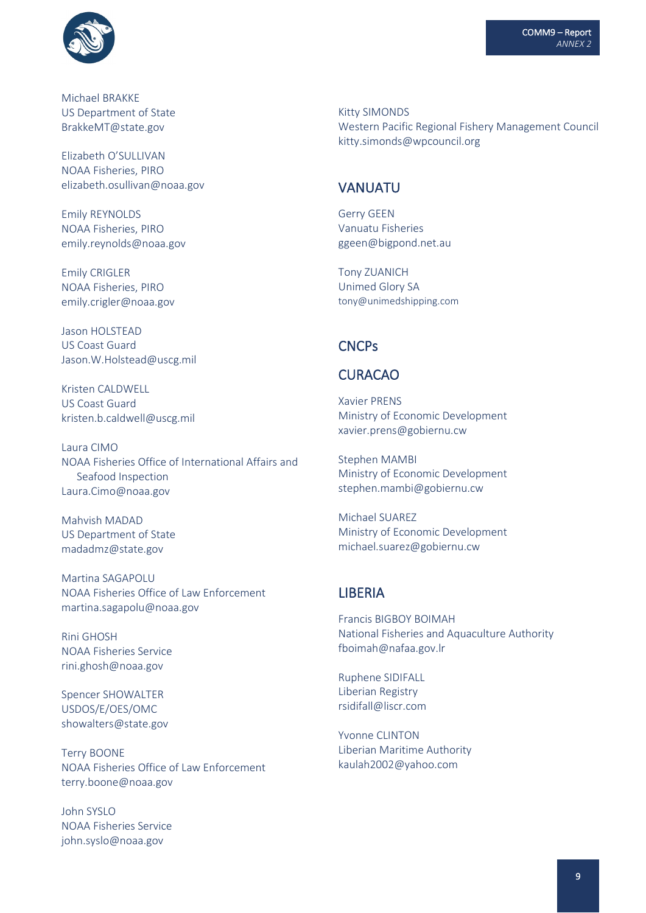Michael BRAKKE
US Department of State
BrakkeMT@state.gov

Elizabeth O'SULLIVAN
NOAA Fisheries, PIRO
elizabeth.osullivan@noaa.gov

Emily REYNOLDS
NOAA Fisheries, PIRO
emily.reynolds@noaa.gov

Emily CRIGLER
NOAA Fisheries, PIRO
emily.crigler@noaa.gov

Jason HOLSTEAD
US Coast Guard
Jason.W.Holstead@uscg.mil

Kristen CALDWELL
US Coast Guard
kristen.b.caldwell@uscg.mil

Laura CIMO
NOAA Fisheries Office of International Affairs and Seafood Inspection
Laura.Cimo@noaa.gov

Mahvish MADAD
US Department of State
madadmz@state.gov

Martina SAGAPOLU
NOAA Fisheries Office of Law Enforcement
martina.sagapolu@noaa.gov

Rini GHOSH
NOAA Fisheries Service
rini.ghosh@noaa.gov

Spencer SHOWALTER
USDOS/E/OES/OMC
showalters@state.gov

Terry BOONE
NOAA Fisheries Office of Law Enforcement
terry.boone@noaa.gov

John SYSLO
NOAA Fisheries Service
john.syslo@noaa.gov

Kitty SIMONDS
Western Pacific Regional Fishery Management Council
kitty.simonds@wpcouncil.org

## VANUATU

Gerry GEEN
Vanuatu Fisheries
ggeen@bigpond.net.au

Tony ZUANICH
Unimed Glory SA
tony@unimedshipping.com

## CNCPs

## CURACAO

Xavier PRENS
Ministry of Economic Development
xavier.prens@gobiernu.cw

Stephen MAMBI
Ministry of Economic Development
stephen.mambi@gobiernu.cw

Michael SUAREZ
Ministry of Economic Development
michael.suarez@gobiernu.cw

## LIBERIA

Francis BIGBOY BOIMAH
National Fisheries and Aquaculture Authority
fboimah@nafaa.gov.lr

Ruphene SIDIFALL
Liberian Registry
rsidifall@liscr.com

Yvonne CLINTON
Liberian Maritime Authority
kaulah2002@yahoo.com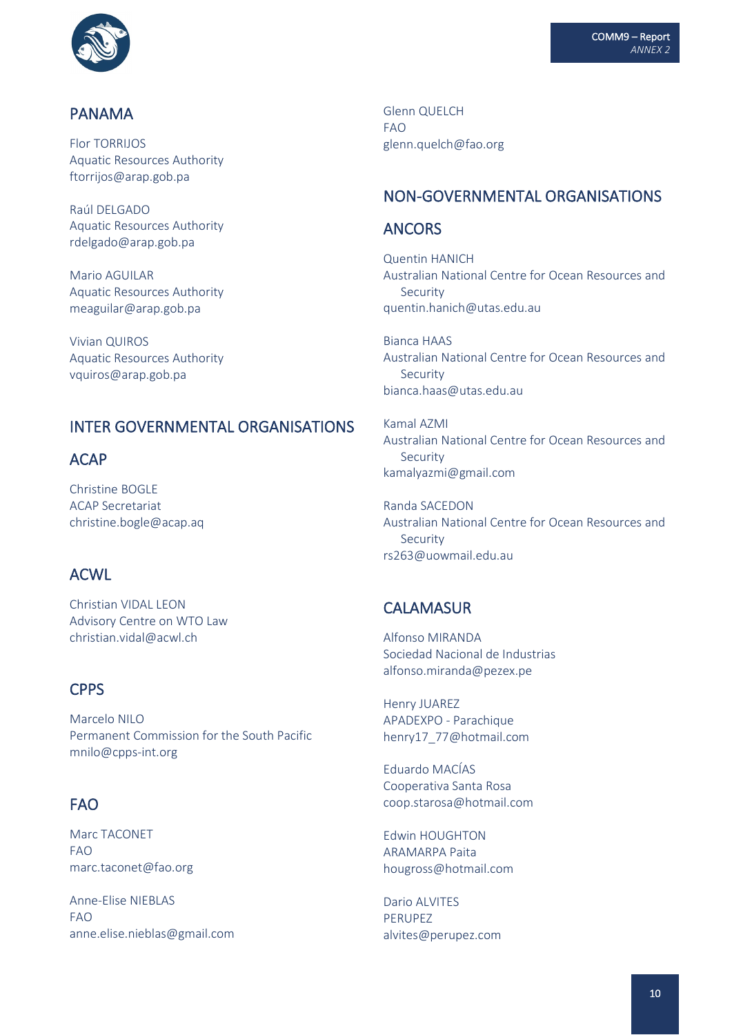## PANAMA

Flor TORRIJOS
Aquatic Resources Authority
ftorrijos@arap.gob.pa

Raúl DELGADO
Aquatic Resources Authority
rdelgado@arap.gob.pa

Mario AGUILAR
Aquatic Resources Authority
meaguilar@arap.gob.pa

Vivian QUIROS
Aquatic Resources Authority
vquiros@arap.gob.pa

## INTER GOVERNMENTAL ORGANISATIONS

### ACAP

Christine BOGLE
ACAP Secretariat
christine.bogle@acap.aq

### ACWL

Christian VIDAL LEON
Advisory Centre on WTO Law
christian.vidal@acwl.ch

### CPPS

Marcelo NILO
Permanent Commission for the South Pacific
mnilo@cpps-int.org

### FAO

Marc TACONET
FAO
marc.taconet@fao.org

Anne-Elise NIEBLAS
FAO
anne.elise.nieblas@gmail.com

Glenn QUELCH
FAO
glenn.quelch@fao.org

## NON-GOVERNMENTAL ORGANISATIONS

### ANCORS

Quentin HANICH
Australian National Centre for Ocean Resources and Security
quentin.hanich@utas.edu.au

Bianca HAAS
Australian National Centre for Ocean Resources and Security
bianca.haas@utas.edu.au

Kamal AZMI
Australian National Centre for Ocean Resources and Security
kamalyazmi@gmail.com

Randa SACEDON
Australian National Centre for Ocean Resources and Security
rs263@uowmail.edu.au

### CALAMASUR

Alfonso MIRANDA
Sociedad Nacional de Industrias
alfonso.miranda@pezex.pe

Henry JUAREZ
APADEXPO - Parachique
henry17_77@hotmail.com

Eduardo MACÍAS
Cooperativa Santa Rosa
coop.starosa@hotmail.com

Edwin HOUGHTON
ARAMARPA Paita
hougross@hotmail.com

Dario ALVITES
PERUPEZ
alvites@perupez.com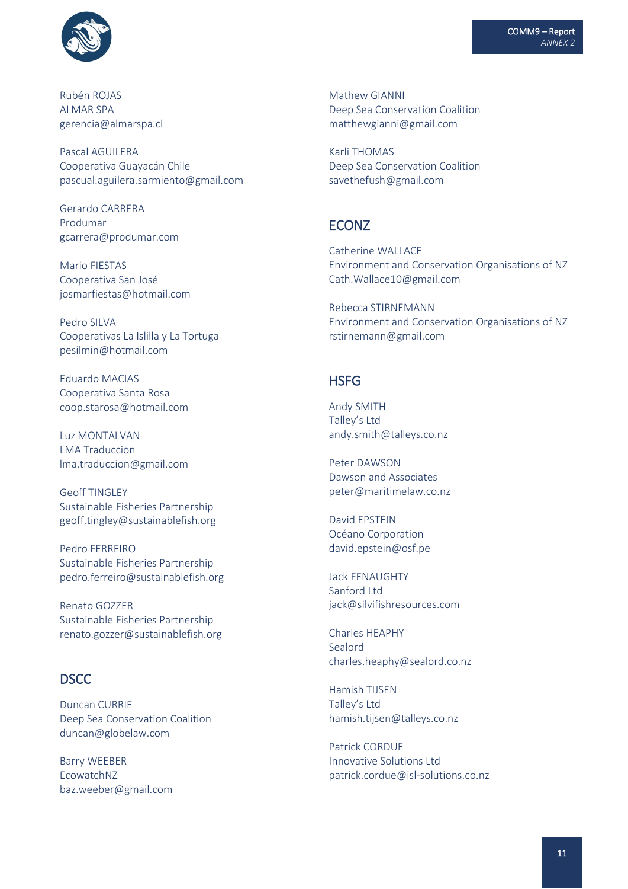Rubén ROJAS
ALMAR SPA
gerencia@almarspa.cl

Pascal AGUILERA
Cooperativa Guayacán Chile
pascual.aguilera.sarmiento@gmail.com

Gerardo CARRERA
Produmar
gcarrera@produmar.com

Mario FIESTAS
Cooperativa San José
josmarfiestas@hotmail.com

Pedro SILVA
Cooperativas La Islilla y La Tortuga
pesilmin@hotmail.com

Eduardo MACIAS
Cooperativa Santa Rosa
coop.starosa@hotmail.com

Luz MONTALVAN
LMA Traduccion
lma.traduccion@gmail.com

Geoff TINGLEY
Sustainable Fisheries Partnership
geoff.tingley@sustainablefish.org

Pedro FERREIRO
Sustainable Fisheries Partnership
pedro.ferreiro@sustainablefish.org

Renato GOZZER
Sustainable Fisheries Partnership
renato.gozzer@sustainablefish.org

## DSCC

Duncan CURRIE
Deep Sea Conservation Coalition
duncan@globelaw.com

Barry WEEBER
EcowatchNZ
baz.weeber@gmail.com

Mathew GIANNI
Deep Sea Conservation Coalition
matthewgianni@gmail.com

Karli THOMAS
Deep Sea Conservation Coalition
savethefush@gmail.com

## ECONZ

Catherine WALLACE
Environment and Conservation Organisations of NZ
Cath.Wallace10@gmail.com

Rebecca STIRNEMANN
Environment and Conservation Organisations of NZ
rstirnemann@gmail.com

## HSFG

Andy SMITH
Talley's Ltd
andy.smith@talleys.co.nz

Peter DAWSON
Dawson and Associates
peter@maritimelaw.co.nz

David EPSTEIN
Océano Corporation
david.epstein@osf.pe

Jack FENAUGHTY
Sanford Ltd
jack@silvifishresources.com

Charles HEAPHY
Sealord
charles.heaphy@sealord.co.nz

Hamish TIJSEN
Talley's Ltd
hamish.tijsen@talleys.co.nz

Patrick CORDUE
Innovative Solutions Ltd
patrick.cordue@isl-solutions.co.nz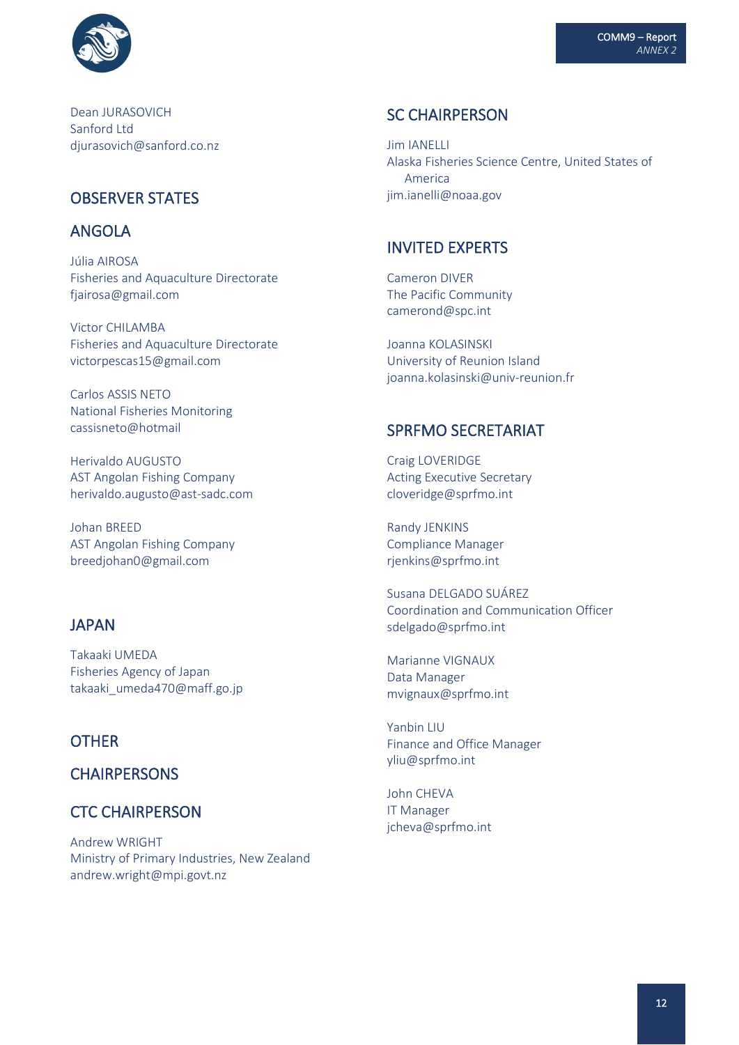Dean JURASOVICH
Sanford Ltd
djurasovich@sanford.co.nz

## OBSERVER STATES

## ANGOLA

Júlia AIROSA
Fisheries and Aquaculture Directorate
fjairosa@gmail.com

Victor CHILAMBA
Fisheries and Aquaculture Directorate
victorpescas15@gmail.com

Carlos ASSIS NETO
National Fisheries Monitoring
cassisneto@hotmail

Herivaldo AUGUSTO
AST Angolan Fishing Company
herivaldo.augusto@ast-sadc.com

Johan BREED
AST Angolan Fishing Company
breedjohan0@gmail.com

## JAPAN

Takaaki UMEDA
Fisheries Agency of Japan
takaaki_umeda470@maff.go.jp

## OTHER

## CHAIRPERSONS

## CTC CHAIRPERSON

Andrew WRIGHT
Ministry of Primary Industries, New Zealand
andrew.wright@mpi.govt.nz

## SC CHAIRPERSON

Jim IANELLI
Alaska Fisheries Science Centre, United States of America
jim.ianelli@noaa.gov

## INVITED EXPERTS

Cameron DIVER
The Pacific Community
camerond@spc.int

Joanna KOLASINSKI
University of Reunion Island
joanna.kolasinski@univ-reunion.fr

## SPRFMO SECRETARIAT

Craig LOVERIDGE
Acting Executive Secretary
cloveridge@sprfmo.int

Randy JENKINS
Compliance Manager
rjenkins@sprfmo.int

Susana DELGADO SUÁREZ
Coordination and Communication Officer
sdelgado@sprfmo.int

Marianne VIGNAUX
Data Manager
mvignaux@sprfmo.int

Yanbin LIU
Finance and Office Manager
yliu@sprfmo.int

John CHEVA
IT Manager
jcheva@sprfmo.int